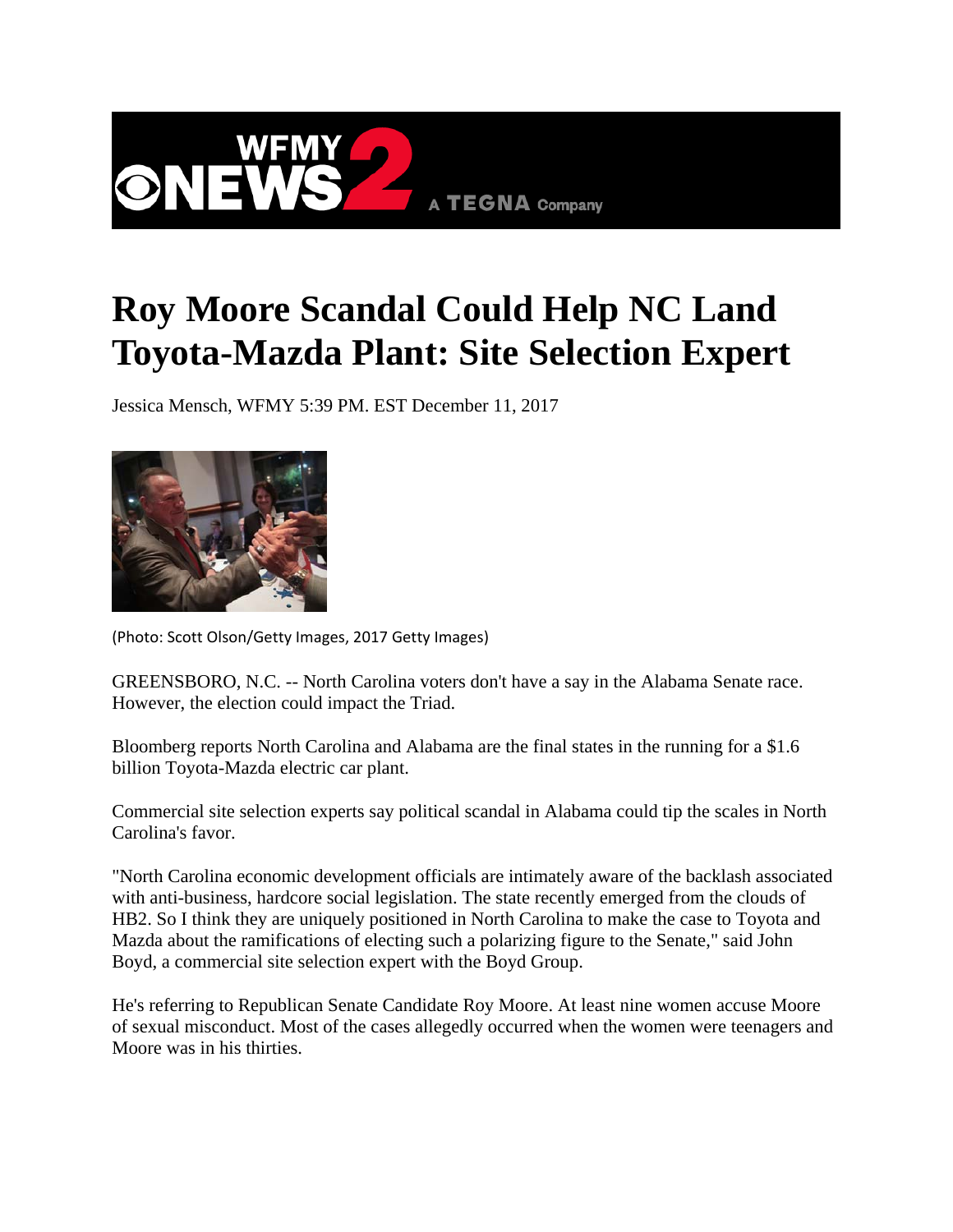# Roy Moore Scandal Could Help NC Land Toyota-Mazda Plant: Site Selection Expert

Jessica Mensch, WFMY 5:39 PM. EST December 11, 2017

(Photo: Scott Olson/Getty Images, 2017 Getty Images)

GREENSBORO, N.C. -- North Carolina voters don't have a say in the Alabama Senate race. However, the election could impact the Triad.

Bloomberg reports North Carolina and Alabama are the final states in the running for a $1.6 billion Toyota-Mazda electric car plant.

Commercial site selection experts say political scandal in Alabama could tip the scales in North Carolina's favor.

"North Carolina economic development officials are intimately aware of the backlash associated with anti-business, hardcore social legislation. The state recently emerged from the clouds of HB2. So I think they are uniquely positioned in North Carolina to make the case to Toyota and Mazda about the ramifications of electing such a polarizing figure to the Senate," said John Boyd, a commercial site selection expert with the Boyd Group.

He's referring to Republican Senate Candidate Roy Moore. At least nine women accuse Moore of sexual misconduct. Most of the cases allegedly occurred when the women were teenagers and Moore was in his thirties.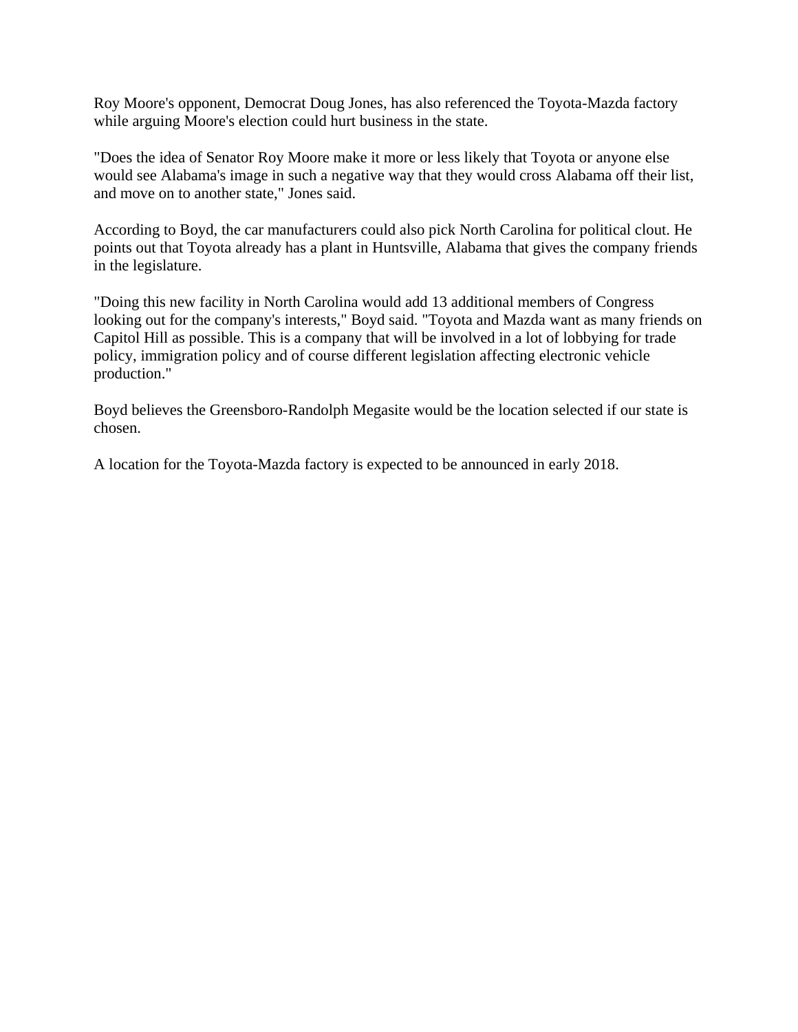Roy Moore's opponent, Democrat Doug Jones, has also referenced the Toyota-Mazda factory while arguing Moore's election could hurt business in the state.

"Does the idea of Senator Roy Moore make it more or less likely that Toyota or anyone else would see Alabama's image in such a negative way that they would cross Alabama off their list, and move on to another state," Jones said.

According to Boyd, the car manufacturers could also pick North Carolina for political clout. He points out that Toyota already has a plant in Huntsville, Alabama that gives the company friends in the legislature.

"Doing this new facility in North Carolina would add 13 additional members of Congress looking out for the company's interests," Boyd said. "Toyota and Mazda want as many friends on Capitol Hill as possible. This is a company that will be involved in a lot of lobbying for trade policy, immigration policy and of course different legislation affecting electronic vehicle production."

Boyd believes the Greensboro-Randolph Megasite would be the location selected if our state is chosen.

A location for the Toyota-Mazda factory is expected to be announced in early 2018.